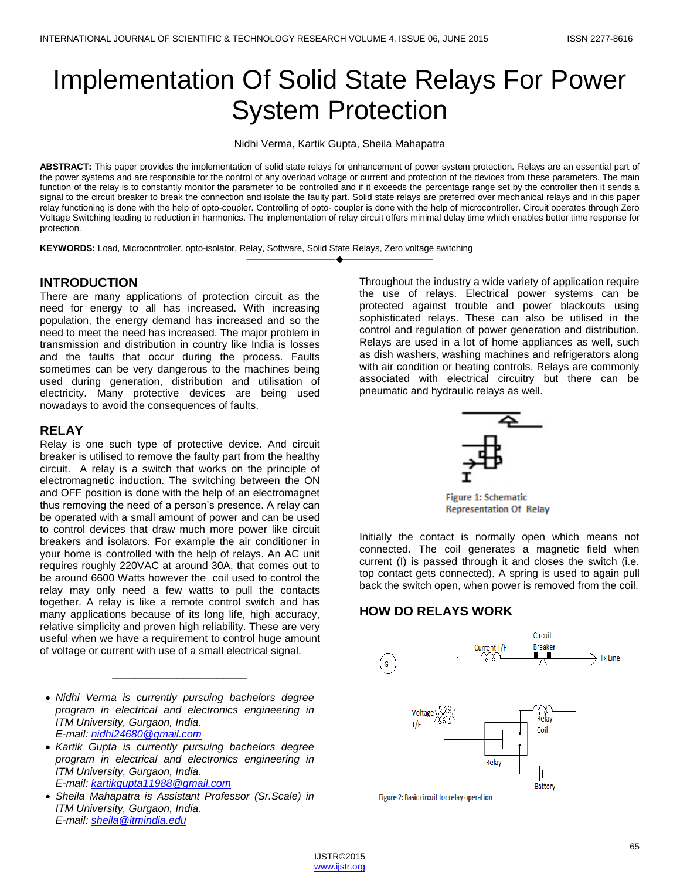# Implementation Of Solid State Relays For Power System Protection

Nidhi Verma, Kartik Gupta, Sheila Mahapatra

**ABSTRACT:** This paper provides the implementation of solid state relays for enhancement of power system protection. Relays are an essential part of the power systems and are responsible for the control of any overload voltage or current and protection of the devices from these parameters. The main function of the relay is to constantly monitor the parameter to be controlled and if it exceeds the percentage range set by the controller then it sends a signal to the circuit breaker to break the connection and isolate the faulty part. Solid state relays are preferred over mechanical relays and in this paper relay functioning is done with the help of opto-coupler. Controlling of opto- coupler is done with the help of microcontroller. Circuit operates through Zero Voltage Switching leading to reduction in harmonics. The implementation of relay circuit offers minimal delay time which enables better time response for protection.

**KEYWORDS:** Load, Microcontroller, opto-isolator, Relay, Software, Solid State Relays, Zero voltage switching

## INTRODUCTION

There are many applications of protection circuit as the need for energy to all has increased. With increasing population, the energy demand has increased and so the need to meet the need has increased. The major problem in transmission and distribution in country like India is losses and the faults that occur during the process. Faults sometimes can be very dangerous to the machines being used during generation, distribution and utilisation of electricity. Many protective devices are being used nowadays to avoid the consequences of faults.

## RELAY

Relay is one such type of protective device. And circuit breaker is utilised to remove the faulty part from the healthy circuit. A relay is a switch that works on the principle of electromagnetic induction. The switching between the ON and OFF position is done with the help of an electromagnet thus removing the need of a person's presence. A relay can be operated with a small amount of power and can be used to control devices that draw much more power like circuit breakers and isolators. For example the air conditioner in your home is controlled with the help of relays. An AC unit requires roughly 220VAC at around 30A, that comes out to be around 6600 Watts however the coil used to control the relay may only need a few watts to pull the contacts together. A relay is like a remote control switch and has many applications because of its long life, high accuracy, relative simplicity and proven high reliability. These are very useful when we have a requirement to control huge amount of voltage or current with use of a small electrical signal.

- *Nidhi Verma is currently pursuing bachelors degree program in electrical and electronics engineering in ITM University, Gurgaon, India.*
  *E-mail: nidhi24680@gmail.com*
- *Kartik Gupta is currently pursuing bachelors degree program in electrical and electronics engineering in ITM University, Gurgaon, India.*
  *E-mail: kartikgupta11988@gmail.com*
- *Sheila Mahapatra is Assistant Professor (Sr.Scale) in ITM University, Gurgaon, India.*
  *E-mail: sheila@itmindia.edu*

Throughout the industry a wide variety of application require the use of relays. Electrical power systems can be protected against trouble and power blackouts using sophisticated relays. These can also be utilised in the control and regulation of power generation and distribution. Relays are used in a lot of home appliances as well, such as dish washers, washing machines and refrigerators along with air condition or heating controls. Relays are commonly associated with electrical circuitry but there can be pneumatic and hydraulic relays as well.

Figure 1: Schematic Representation Of Relay

Initially the contact is normally open which means not connected. The coil generates a magnetic field when current (I) is passed through it and closes the switch (i.e. top contact gets connected). A spring is used to again pull back the switch open, when power is removed from the coil.

## HOW DO RELAYS WORK

Figure 2: Basic circuit for relay operation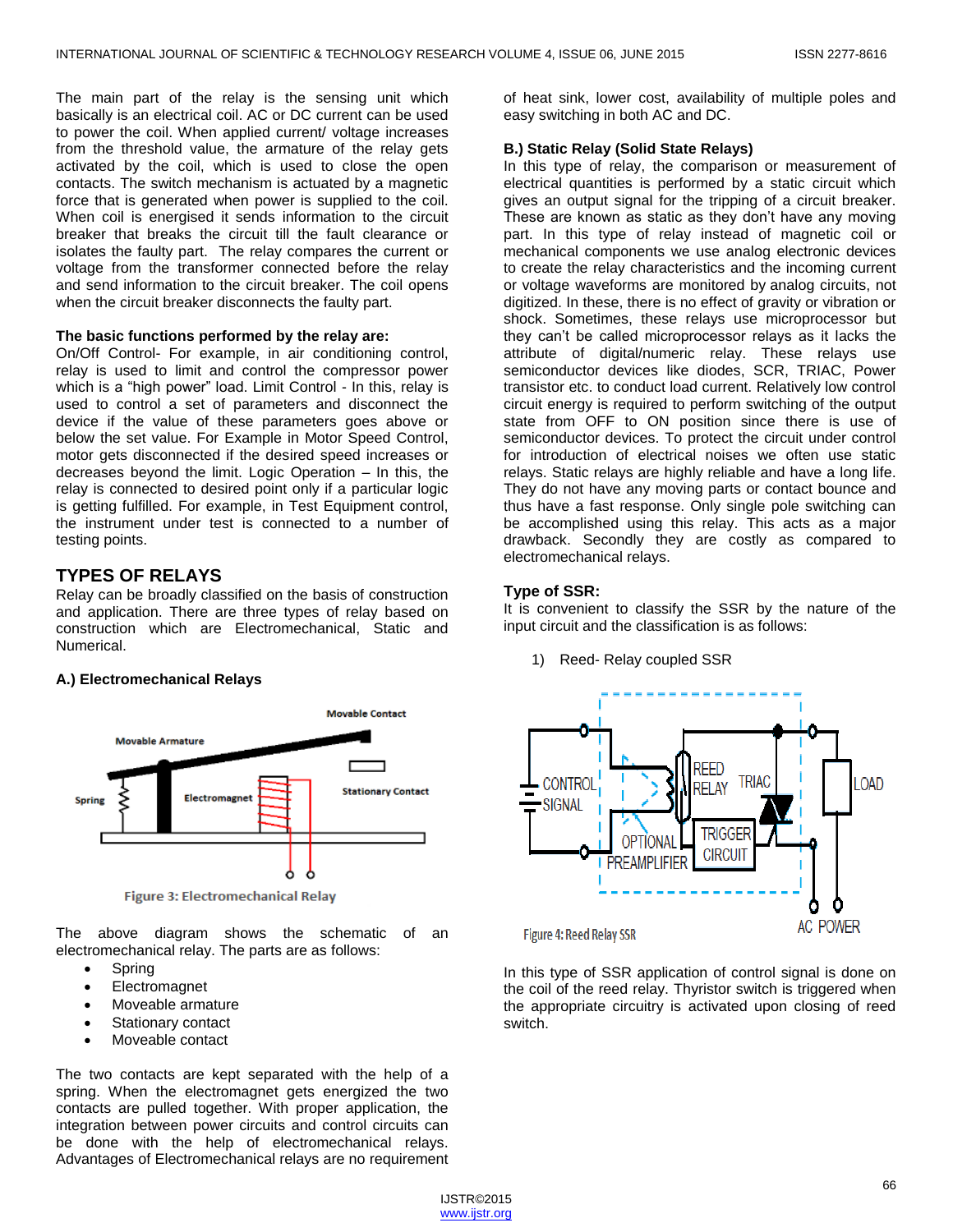The main part of the relay is the sensing unit which basically is an electrical coil. AC or DC current can be used to power the coil. When applied current/ voltage increases from the threshold value, the armature of the relay gets activated by the coil, which is used to close the open contacts. The switch mechanism is actuated by a magnetic force that is generated when power is supplied to the coil. When coil is energised it sends information to the circuit breaker that breaks the circuit till the fault clearance or isolates the faulty part. The relay compares the current or voltage from the transformer connected before the relay and send information to the circuit breaker. The coil opens when the circuit breaker disconnects the faulty part.

**The basic functions performed by the relay are:**
On/Off Control- For example, in air conditioning control, relay is used to limit and control the compressor power which is a "high power" load. Limit Control - In this, relay is used to control a set of parameters and disconnect the device if the value of these parameters goes above or below the set value. For Example in Motor Speed Control, motor gets disconnected if the desired speed increases or decreases beyond the limit. Logic Operation – In this, the relay is connected to desired point only if a particular logic is getting fulfilled. For example, in Test Equipment control, the instrument under test is connected to a number of testing points.

## TYPES OF RELAYS

Relay can be broadly classified on the basis of construction and application. There are three types of relay based on construction which are Electromechanical, Static and Numerical.

### A.) Electromechanical Relays

Figure 3: Electromechanical Relay

The above diagram shows the schematic of an electromechanical relay. The parts are as follows:

- Spring
- Electromagnet
- Moveable armature
- Stationary contact
- Moveable contact

The two contacts are kept separated with the help of a spring. When the electromagnet gets energized the two contacts are pulled together. With proper application, the integration between power circuits and control circuits can be done with the help of electromechanical relays. Advantages of Electromechanical relays are no requirement of heat sink, lower cost, availability of multiple poles and easy switching in both AC and DC.

### B.) Static Relay (Solid State Relays)

In this type of relay, the comparison or measurement of electrical quantities is performed by a static circuit which gives an output signal for the tripping of a circuit breaker. These are known as static as they don't have any moving part. In this type of relay instead of magnetic coil or mechanical components we use analog electronic devices to create the relay characteristics and the incoming current or voltage waveforms are monitored by analog circuits, not digitized. In these, there is no effect of gravity or vibration or shock. Sometimes, these relays use microprocessor but they can't be called microprocessor relays as it lacks the attribute of digital/numeric relay. These relays use semiconductor devices like diodes, SCR, TRIAC, Power transistor etc. to conduct load current. Relatively low control circuit energy is required to perform switching of the output state from OFF to ON position since there is use of semiconductor devices. To protect the circuit under control for introduction of electrical noises we often use static relays. Static relays are highly reliable and have a long life. They do not have any moving parts or contact bounce and thus have a fast response. Only single pole switching can be accomplished using this relay. This acts as a major drawback. Secondly they are costly as compared to electromechanical relays.

**Type of SSR:**
It is convenient to classify the SSR by the nature of the input circuit and the classification is as follows:

1) Reed- Relay coupled SSR

Figure 4: Reed Relay SSR

In this type of SSR application of control signal is done on the coil of the reed relay. Thyristor switch is triggered when the appropriate circuitry is activated upon closing of reed switch.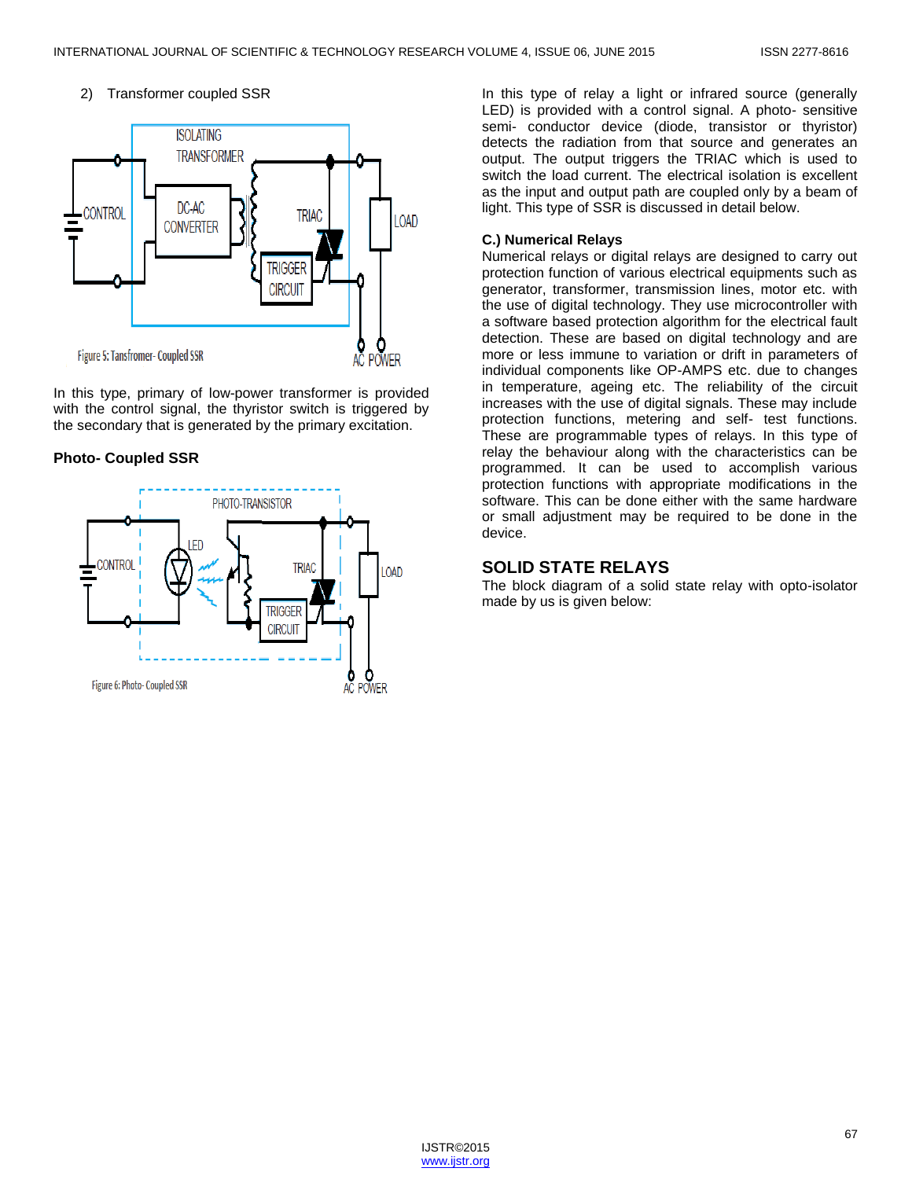2) Transformer coupled SSR

Figure 5: Tansfromer- Coupled SSR

In this type, primary of low-power transformer is provided with the control signal, the thyristor switch is triggered by the secondary that is generated by the primary excitation.

**Photo- Coupled SSR**

Figure 6: Photo- Coupled SSR

In this type of relay a light or infrared source (generally LED) is provided with a control signal. A photo- sensitive semi- conductor device (diode, transistor or thyristor) detects the radiation from that source and generates an output. The output triggers the TRIAC which is used to switch the load current. The electrical isolation is excellent as the input and output path are coupled only by a beam of light. This type of SSR is discussed in detail below.

**C.) Numerical Relays**

Numerical relays or digital relays are designed to carry out protection function of various electrical equipments such as generator, transformer, transmission lines, motor etc. with the use of digital technology. They use microcontroller with a software based protection algorithm for the electrical fault detection. These are based on digital technology and are more or less immune to variation or drift in parameters of individual components like OP-AMPS etc. due to changes in temperature, ageing etc. The reliability of the circuit increases with the use of digital signals. These may include protection functions, metering and self- test functions. These are programmable types of relays. In this type of relay the behaviour along with the characteristics can be programmed. It can be used to accomplish various protection functions with appropriate modifications in the software. This can be done either with the same hardware or small adjustment may be required to be done in the device.

## SOLID STATE RELAYS

The block diagram of a solid state relay with opto-isolator made by us is given below: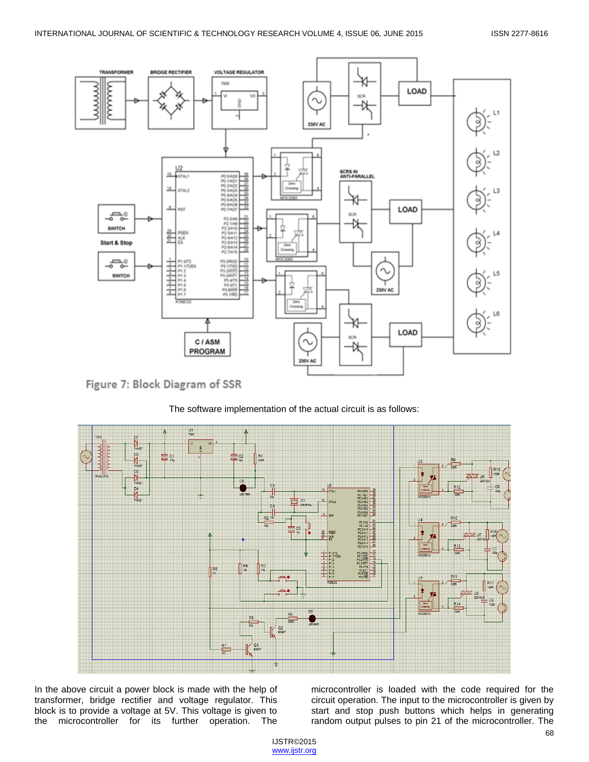Figure 7: Block Diagram of SSR

The software implementation of the actual circuit is as follows:

In the above circuit a power block is made with the help of transformer, bridge rectifier and voltage regulator. This block is to provide a voltage at 5V. This voltage is given to the microcontroller for its further operation. The microcontroller is loaded with the code required for the circuit operation. The input to the microcontroller is given by start and stop push buttons which helps in generating random output pulses to pin 21 of the microcontroller. The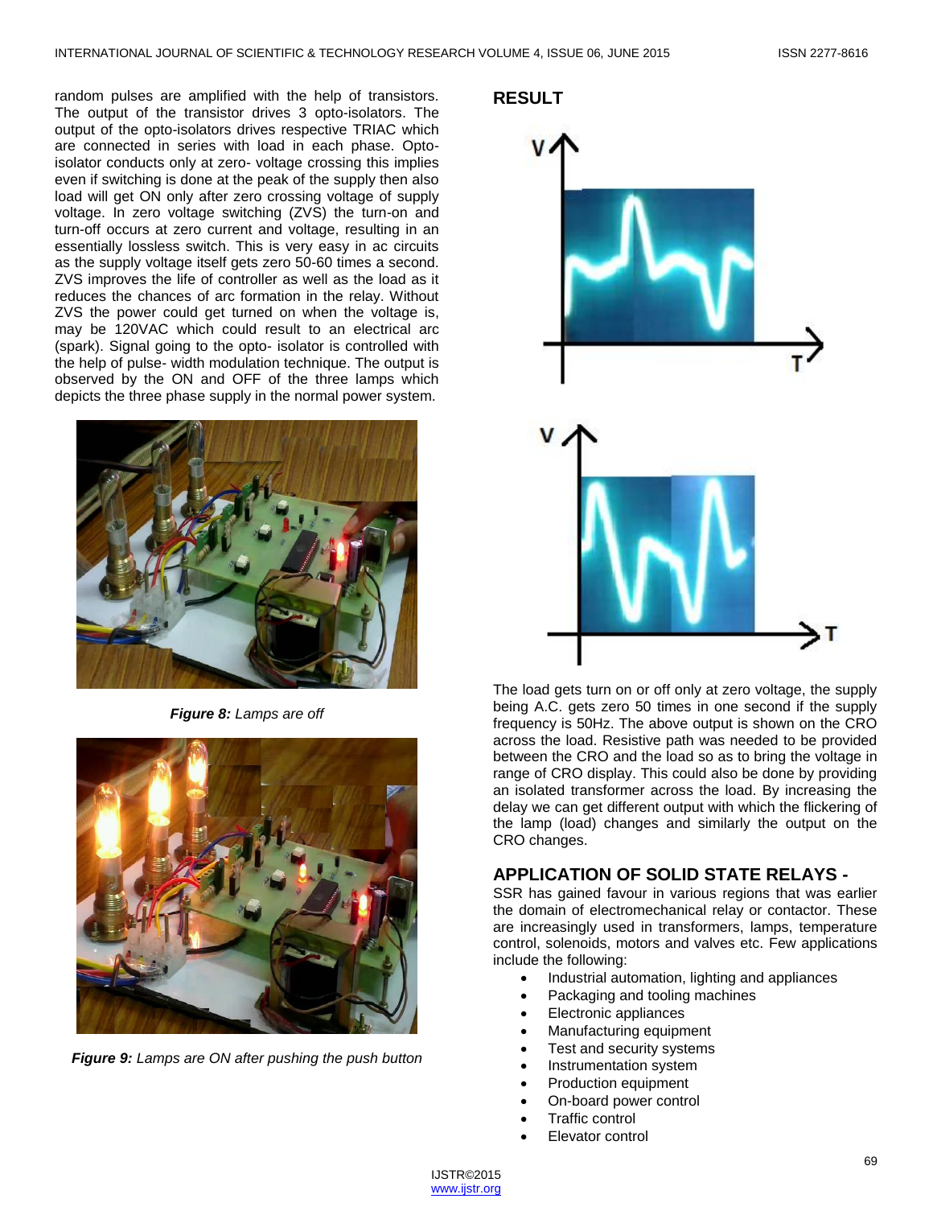random pulses are amplified with the help of transistors. The output of the transistor drives 3 opto-isolators. The output of the opto-isolators drives respective TRIAC which are connected in series with load in each phase. Opto-isolator conducts only at zero- voltage crossing this implies even if switching is done at the peak of the supply then also load will get ON only after zero crossing voltage of supply voltage. In zero voltage switching (ZVS) the turn-on and turn-off occurs at zero current and voltage, resulting in an essentially lossless switch. This is very easy in ac circuits as the supply voltage itself gets zero 50-60 times a second. ZVS improves the life of controller as well as the load as it reduces the chances of arc formation in the relay. Without ZVS the power could get turned on when the voltage is, may be 120VAC which could result to an electrical arc (spark). Signal going to the opto- isolator is controlled with the help of pulse- width modulation technique. The output is observed by the ON and OFF of the three lamps which depicts the three phase supply in the normal power system.

***Figure 8:*** *Lamps are off*

***Figure 9:*** *Lamps are ON after pushing the push button*

## RESULT

The load gets turn on or off only at zero voltage, the supply being A.C. gets zero 50 times in one second if the supply frequency is 50Hz. The above output is shown on the CRO across the load. Resistive path was needed to be provided between the CRO and the load so as to bring the voltage in range of CRO display. This could also be done by providing an isolated transformer across the load. By increasing the delay we can get different output with which the flickering of the lamp (load) changes and similarly the output on the CRO changes.

## APPLICATION OF SOLID STATE RELAYS -

SSR has gained favour in various regions that was earlier the domain of electromechanical relay or contactor. These are increasingly used in transformers, lamps, temperature control, solenoids, motors and valves etc. Few applications include the following:

- Industrial automation, lighting and appliances
- Packaging and tooling machines
- Electronic appliances
- Manufacturing equipment
- Test and security systems
- Instrumentation system
- Production equipment
- On-board power control
- Traffic control
- Elevator control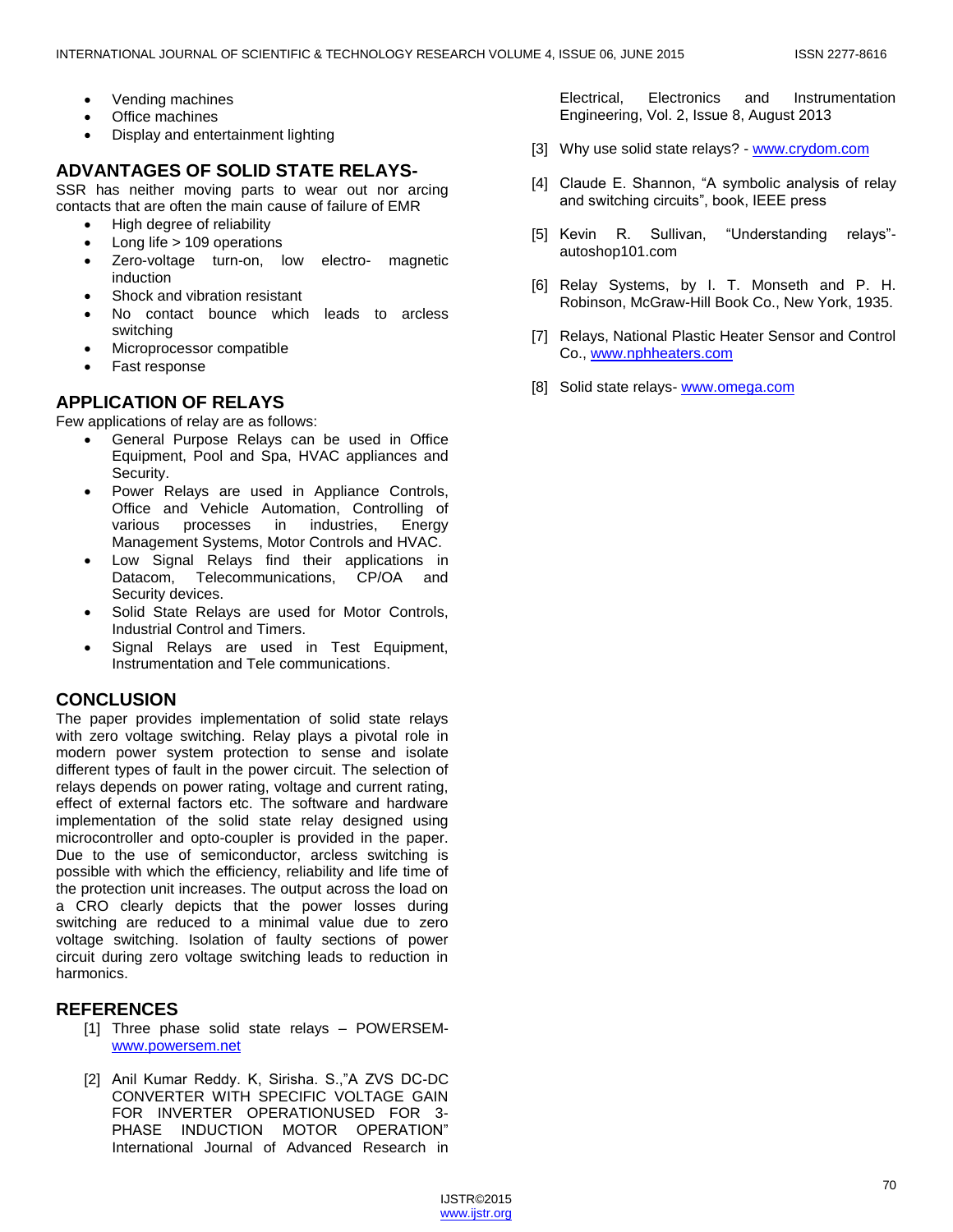- Vending machines
- Office machines
- Display and entertainment lighting

## ADVANTAGES OF SOLID STATE RELAYS-

SSR has neither moving parts to wear out nor arcing contacts that are often the main cause of failure of EMR

- High degree of reliability
- Long life > 109 operations
- Zero-voltage turn-on, low electro- magnetic induction
- Shock and vibration resistant
- No contact bounce which leads to arcless switching
- Microprocessor compatible
- Fast response

## APPLICATION OF RELAYS

Few applications of relay are as follows:

- General Purpose Relays can be used in Office Equipment, Pool and Spa, HVAC appliances and Security.
- Power Relays are used in Appliance Controls, Office and Vehicle Automation, Controlling of various processes in industries, Energy Management Systems, Motor Controls and HVAC.
- Low Signal Relays find their applications in Datacom, Telecommunications, CP/OA and Security devices.
- Solid State Relays are used for Motor Controls, Industrial Control and Timers.
- Signal Relays are used in Test Equipment, Instrumentation and Tele communications.

## CONCLUSION

The paper provides implementation of solid state relays with zero voltage switching. Relay plays a pivotal role in modern power system protection to sense and isolate different types of fault in the power circuit. The selection of relays depends on power rating, voltage and current rating, effect of external factors etc. The software and hardware implementation of the solid state relay designed using microcontroller and opto-coupler is provided in the paper. Due to the use of semiconductor, arcless switching is possible with which the efficiency, reliability and life time of the protection unit increases. The output across the load on a CRO clearly depicts that the power losses during switching are reduced to a minimal value due to zero voltage switching. Isolation of faulty sections of power circuit during zero voltage switching leads to reduction in harmonics.

## REFERENCES

[1] Three phase solid state relays – POWERSEM- www.powersem.net

[2] Anil Kumar Reddy. K, Sirisha. S.,"A ZVS DC-DC CONVERTER WITH SPECIFIC VOLTAGE GAIN FOR INVERTER OPERATIONUSED FOR 3-PHASE INDUCTION MOTOR OPERATION" International Journal of Advanced Research in Electrical, Electronics and Instrumentation Engineering, Vol. 2, Issue 8, August 2013

[3] Why use solid state relays? - www.crydom.com

[4] Claude E. Shannon, "A symbolic analysis of relay and switching circuits", book, IEEE press

[5] Kevin R. Sullivan, "Understanding relays"- autoshop101.com

[6] Relay Systems, by I. T. Monseth and P. H. Robinson, McGraw-Hill Book Co., New York, 1935.

[7] Relays, National Plastic Heater Sensor and Control Co., www.nphheaters.com

[8] Solid state relays- www.omega.com